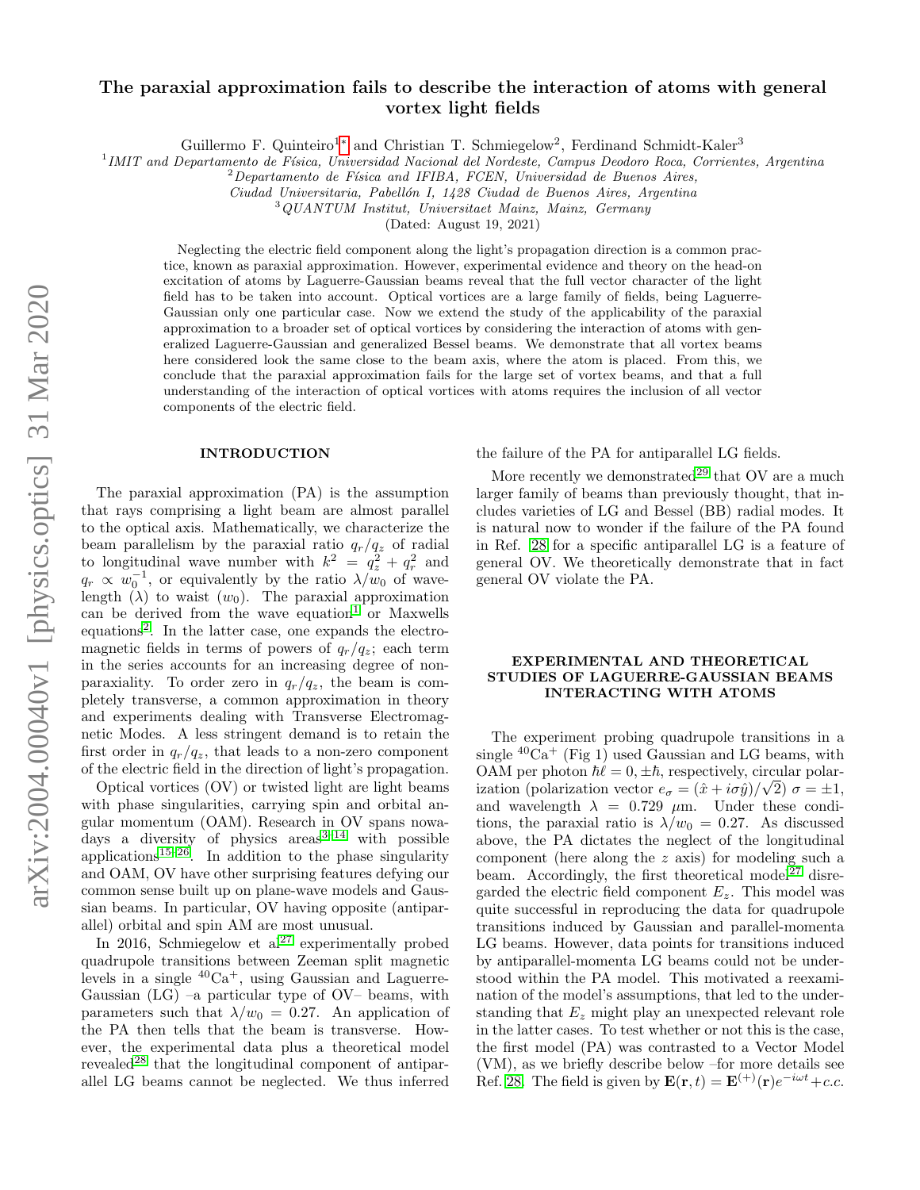# The paraxial approximation fails to describe the interaction of atoms with general vortex light fields

Guillermo F. Quinteiro[1,*] and Christian T. Schmiegelow[2], Ferdinand Schmidt-Kaler[3]

[1]*IMIT and Departamento de Física, Universidad Nacional del Nordeste, Campus Deodoro Roca, Corrientes, Argentina*
[2]*Departamento de Física and IFIBA, FCEN, Universidad de Buenos Aires, Ciudad Universitaria, Pabellón I, 1428 Ciudad de Buenos Aires, Argentina*
[3]*QUANTUM Institut, Universitaet Mainz, Mainz, Germany*

(Dated: August 19, 2021)

Neglecting the electric field component along the light's propagation direction is a common practice, known as paraxial approximation. However, experimental evidence and theory on the head-on excitation of atoms by Laguerre-Gaussian beams reveal that the full vector character of the light field has to be taken into account. Optical vortices are a large family of fields, being Laguerre-Gaussian only one particular case. Now we extend the study of the applicability of the paraxial approximation to a broader set of optical vortices by considering the interaction of atoms with generalized Laguerre-Gaussian and generalized Bessel beams. We demonstrate that all vortex beams here considered look the same close to the beam axis, where the atom is placed. From this, we conclude that the paraxial approximation fails for the large set of vortex beams, and that a full understanding of the interaction of optical vortices with atoms requires the inclusion of all vector components of the electric field.

## INTRODUCTION

The paraxial approximation (PA) is the assumption that rays comprising a light beam are almost parallel to the optical axis. Mathematically, we characterize the beam parallelism by the paraxial ratio $q_r/q_z$ of radial to longitudinal wave number with $k^2 = q_z^2 + q_r^2$ and $q_r \propto w_0^{-1}$, or equivalently by the ratio $\lambda/w_0$ of wavelength ($\lambda$) to waist ($w_0$). The paraxial approximation can be derived from the wave equation[1] or Maxwells equations[2]. In the latter case, one expands the electromagnetic fields in terms of powers of $q_r/q_z$; each term in the series accounts for an increasing degree of non-paraxiality. To order zero in $q_r/q_z$, the beam is completely transverse, a common approximation in theory and experiments dealing with Transverse Electromagnetic Modes. A less stringent demand is to retain the first order in $q_r/q_z$, that leads to a non-zero component of the electric field in the direction of light's propagation.

Optical vortices (OV) or twisted light are light beams with phase singularities, carrying spin and orbital angular momentum (OAM). Research in OV spans nowadays a diversity of physics areas[3–14] with possible applications[15–26]. In addition to the phase singularity and OAM, OV have other surprising features defying our common sense built up on plane-wave models and Gaussian beams. In particular, OV having opposite (antiparallel) orbital and spin AM are most unusual.

In 2016, Schmiegelow et al[27] experimentally probed quadrupole transitions between Zeeman split magnetic levels in a single $^{40}$Ca$^+$, using Gaussian and Laguerre-Gaussian (LG) –a particular type of OV– beams, with parameters such that $\lambda/w_0 = 0.27$. An application of the PA then tells that the beam is transverse. However, the experimental data plus a theoretical model revealed[28] that the longitudinal component of antiparallel LG beams cannot be neglected. We thus inferred the failure of the PA for antiparallel LG fields.

More recently we demonstrated[29] that OV are a much larger family of beams than previously thought, that includes varieties of LG and Bessel (BB) radial modes. It is natural now to wonder if the failure of the PA found in Ref. [28] for a specific antiparallel LG is a feature of general OV. We theoretically demonstrate that in fact general OV violate the PA.

## EXPERIMENTAL AND THEORETICAL STUDIES OF LAGUERRE-GAUSSIAN BEAMS INTERACTING WITH ATOMS

The experiment probing quadrupole transitions in a single $^{40}$Ca$^+$ (Fig 1) used Gaussian and LG beams, with OAM per photon $\hbar\ell = 0, \pm\hbar$, respectively, circular polarization (polarization vector $e_\sigma = (\hat{x} + i\sigma\hat{y})/\sqrt{2}$) $\sigma = \pm 1$, and wavelength $\lambda = 0.729$ $\mu$m. Under these conditions, the paraxial ratio is $\lambda/w_0 = 0.27$. As discussed above, the PA dictates the neglect of the longitudinal component (here along the $z$ axis) for modeling such a beam. Accordingly, the first theoretical model[27] disregarded the electric field component $E_z$. This model was quite successful in reproducing the data for quadrupole transitions induced by Gaussian and parallel-momenta LG beams. However, data points for transitions induced by antiparallel-momenta LG beams could not be understood within the PA model. This motivated a reexamination of the model's assumptions, that led to the understanding that $E_z$ might play an unexpected relevant role in the latter cases. To test whether or not this is the case, the first model (PA) was contrasted to a Vector Model (VM), as we briefly describe below –for more details see Ref. [28]. The field is given by $\mathbf{E}(\mathbf{r}, t) = \mathbf{E}^{(+)}(\mathbf{r})e^{-i\omega t} + c.c.$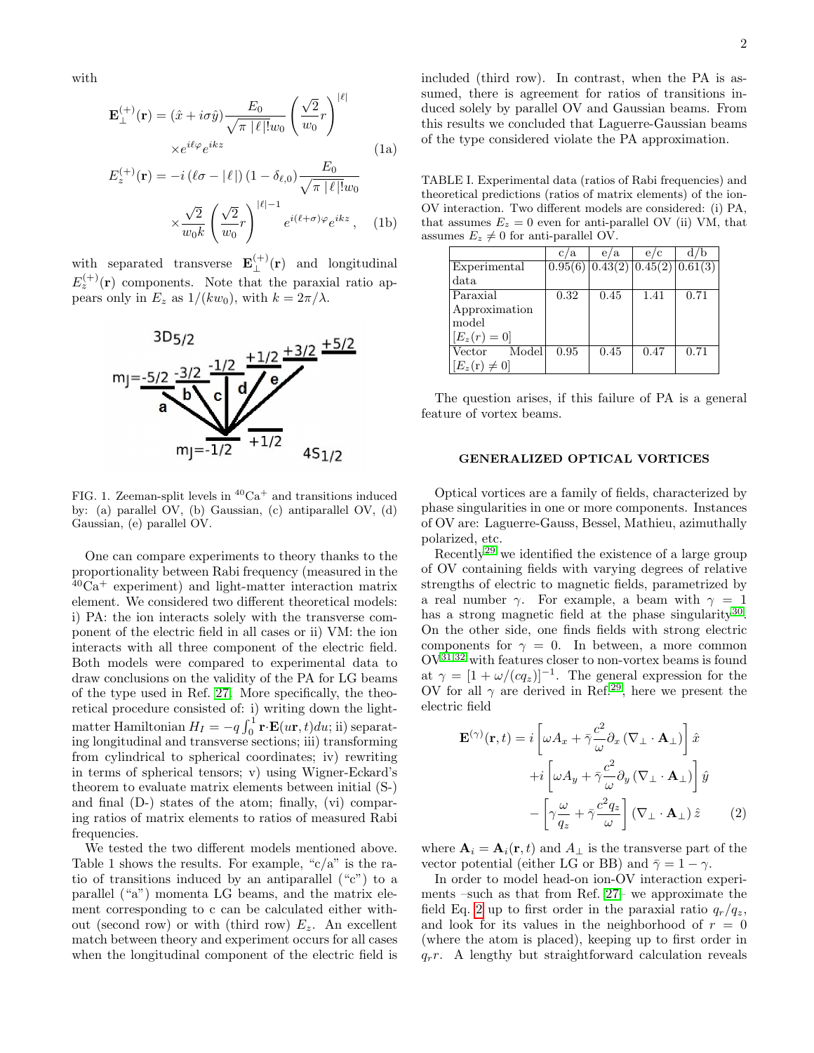with

$$\mathbf{E}_{\perp}^{(+)}(\mathbf{r}) = (\hat{x} + i\sigma\hat{y})\frac{E_0}{\sqrt{\pi\,|\,\ell\,|!}w_0}\left(\frac{\sqrt{2}}{w_0}r\right)^{|\ell|} \times e^{i\ell\varphi}e^{ikz} \tag{1a}$$

$$E_z^{(+)}(\mathbf{r}) = -i\left(\ell\sigma - |\,\ell\,|\right)(1-\delta_{\ell,0})\frac{E_0}{\sqrt{\pi\,|\,\ell\,|!}w_0} \times \frac{\sqrt{2}}{w_0 k}\left(\frac{\sqrt{2}}{w_0}r\right)^{|\ell|-1} e^{i(\ell+\sigma)\varphi}e^{ikz}, \tag{1b}$$

with separated transverse $\mathbf{E}_{\perp}^{(+)}(\mathbf{r})$ and longitudinal $E_z^{(+)}(\mathbf{r})$ components. Note that the paraxial ratio appears only in $E_z$ as $1/(kw_0)$, with $k = 2\pi/\lambda$.

FIG. 1. Zeeman-split levels in $^{40}$Ca$^+$ and transitions induced by: (a) parallel OV, (b) Gaussian, (c) antiparallel OV, (d) Gaussian, (e) parallel OV.

One can compare experiments to theory thanks to the proportionality between Rabi frequency (measured in the $^{40}$Ca$^+$ experiment) and light-matter interaction matrix element. We considered two different theoretical models: i) PA: the ion interacts solely with the transverse component of the electric field in all cases or ii) VM: the ion interacts with all three component of the electric field. Both models were compared to experimental data to draw conclusions on the validity of the PA for LG beams of the type used in Ref. [27]. More specifically, the theoretical procedure consisted of: i) writing down the light-matter Hamiltonian $H_I = -q\int_0^1 \mathbf{r}\cdot\mathbf{E}(u\mathbf{r},t)du$; ii) separating longitudinal and transverse sections; iii) transforming from cylindrical to spherical coordinates; iv) rewriting in terms of spherical tensors; v) using Wigner-Eckard's theorem to evaluate matrix elements between initial (S-) and final (D-) states of the atom; finally, (vi) comparing ratios of matrix elements to ratios of measured Rabi frequencies.

We tested the two different models mentioned above. Table 1 shows the results. For example, "c/a" is the ratio of transitions induced by an antiparallel ("c") to a parallel ("a") momenta LG beams, and the matrix element corresponding to c can be calculated either without (second row) or with (third row) $E_z$. An excellent match between theory and experiment occurs for all cases when the longitudinal component of the electric field is included (third row). In contrast, when the PA is assumed, there is agreement for ratios of transitions induced solely by parallel OV and Gaussian beams. From this results we concluded that Laguerre-Gaussian beams of the type considered violate the PA approximation.

TABLE I. Experimental data (ratios of Rabi frequencies) and theoretical predictions (ratios of matrix elements) of the ion-OV interaction. Two different models are considered: (i) PA, that assumes $E_z = 0$ even for anti-parallel OV (ii) VM, that assumes $E_z \neq 0$ for anti-parallel OV.

| | c/a | e/a | e/c | d/b |
|---|---|---|---|---|
| Experimental data | 0.95(6) | 0.43(2) | 0.45(2) | 0.61(3) |
| Paraxial Approximation model $[E_z(r) = 0]$ | 0.32 | 0.45 | 1.41 | 0.71 |
| Vector Model $[E_z(\mathrm{r}) \neq 0]$ | 0.95 | 0.45 | 0.47 | 0.71 |

The question arises, if this failure of PA is a general feature of vortex beams.

## GENERALIZED OPTICAL VORTICES

Optical vortices are a family of fields, characterized by phase singularities in one or more components. Instances of OV are: Laguerre-Gauss, Bessel, Mathieu, azimuthally polarized, etc.

Recently[29] we identified the existence of a large group of OV containing fields with varying degrees of relative strengths of electric to magnetic fields, parametrized by a real number $\gamma$. For example, a beam with $\gamma = 1$ has a strong magnetic field at the phase singularity[30]. On the other side, one finds fields with strong electric components for $\gamma = 0$. In between, a more common OV[31,32] with features closer to non-vortex beams is found at $\gamma = [1 + \omega/(cq_z)]^{-1}$. The general expression for the OV for all $\gamma$ are derived in Ref.[29], here we present the electric field

$$\begin{aligned}\mathbf{E}^{(\gamma)}(\mathbf{r},t) = &\, i\left[\omega A_x + \bar{\gamma}\frac{c^2}{\omega}\partial_x\left(\nabla_\perp\cdot\mathbf{A}_\perp\right)\right]\hat{x} \\ &+ i\left[\omega A_y + \bar{\gamma}\frac{c^2}{\omega}\partial_y\left(\nabla_\perp\cdot\mathbf{A}_\perp\right)\right]\hat{y} \\ &- \left[\gamma\frac{\omega}{q_z} + \bar{\gamma}\frac{c^2 q_z}{\omega}\right]\left(\nabla_\perp\cdot\mathbf{A}_\perp\right)\hat{z}\end{aligned} \tag{2}$$

where $\mathbf{A}_i = \mathbf{A}_i(\mathbf{r},t)$ and $A_\perp$ is the transverse part of the vector potential (either LG or BB) and $\bar{\gamma} = 1 - \gamma$.

In order to model head-on ion-OV interaction experiments –such as that from Ref. [27]– we approximate the field Eq. 2 up to first order in the paraxial ratio $q_r/q_z$, and look for its values in the neighborhood of $r = 0$ (where the atom is placed), keeping up to first order in $q_r r$. A lengthy but straightforward calculation reveals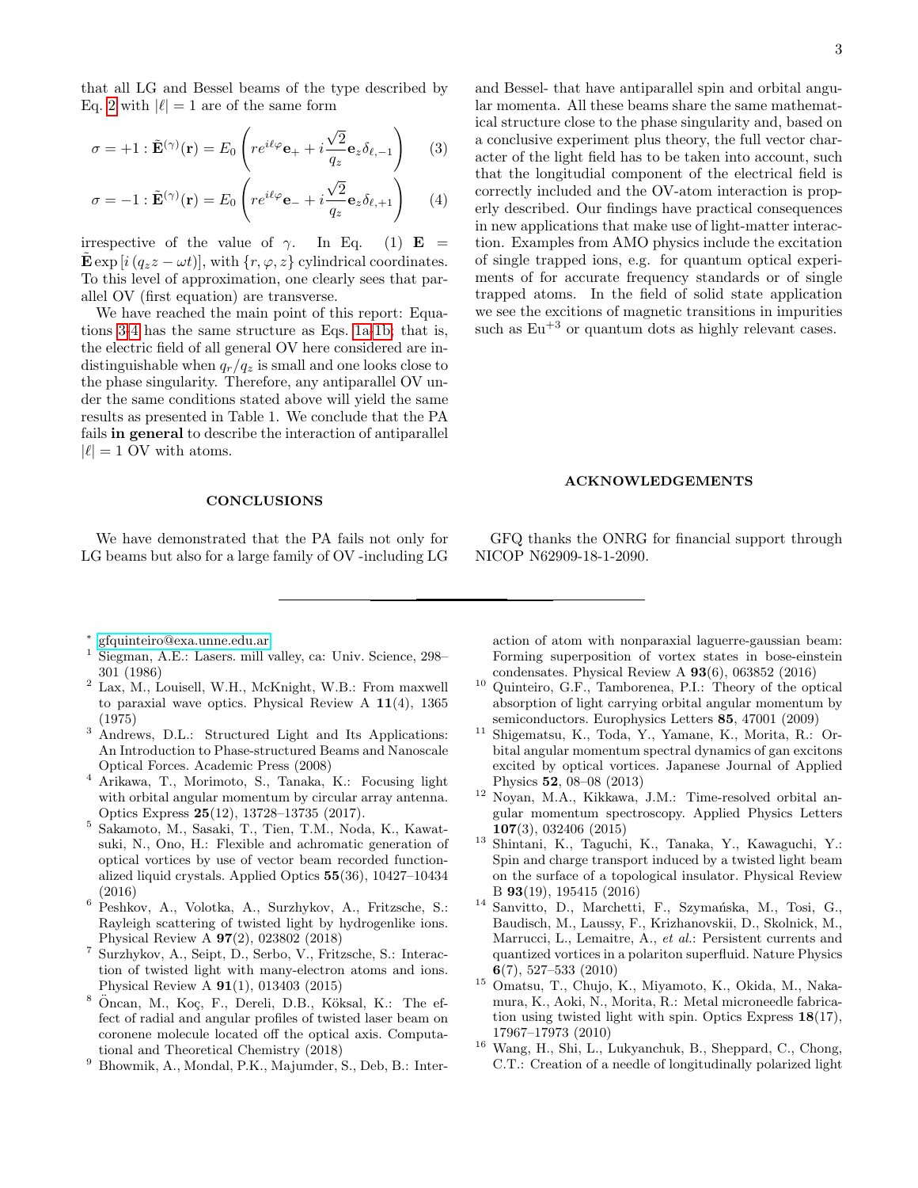that all LG and Bessel beams of the type described by Eq. 2 with $|\ell| = 1$ are of the same form

$$\sigma = +1 : \tilde{\mathbf{E}}^{(\gamma)}(\mathbf{r}) = E_0 \left( r e^{i\ell\varphi} \mathbf{e}_+ + i\frac{\sqrt{2}}{q_z} \mathbf{e}_z \delta_{\ell,-1} \right) \quad (3)$$

$$\sigma = -1 : \tilde{\mathbf{E}}^{(\gamma)}(\mathbf{r}) = E_0 \left( r e^{i\ell\varphi} \mathbf{e}_- + i\frac{\sqrt{2}}{q_z} \mathbf{e}_z \delta_{\ell,+1} \right) \quad (4)$$

irrespective of the value of $\gamma$. In Eq. (1) $\mathbf{E} = \tilde{\mathbf{E}} \exp\left[i\left(q_z z - \omega t\right)\right]$, with $\{r, \varphi, z\}$ cylindrical coordinates. To this level of approximation, one clearly sees that parallel OV (first equation) are transverse.

We have reached the main point of this report: Equations 3-4 has the same structure as Eqs. 1a-1b; that is, the electric field of all general OV here considered are indistinguishable when $q_r/q_z$ is small and one looks close to the phase singularity. Therefore, any antiparallel OV under the same conditions stated above will yield the same results as presented in Table 1. We conclude that the PA fails **in general** to describe the interaction of antiparallel $|\ell| = 1$ OV with atoms.

## CONCLUSIONS

We have demonstrated that the PA fails not only for LG beams but also for a large family of OV -including LG and Bessel- that have antiparallel spin and orbital angular momenta. All these beams share the same mathematical structure close to the phase singularity and, based on a conclusive experiment plus theory, the full vector character of the light field has to be taken into account, such that the longitudial component of the electrical field is correctly included and the OV-atom interaction is properly described. Our findings have practical consequences in new applications that make use of light-matter interaction. Examples from AMO physics include the excitation of single trapped ions, e.g. for quantum optical experiments of for accurate frequency standards or of single trapped atoms. In the field of solid state application we see the excitions of magnetic transitions in impurities such as $Eu^{+3}$ or quantum dots as highly relevant cases.

## ACKNOWLEDGEMENTS

GFQ thanks the ONRG for financial support through NICOP N62909-18-1-2090.

---

[*] gfquinteiro@exa.unne.edu.ar

[1] Siegman, A.E.: Lasers. mill valley, ca: Univ. Science, 298–301 (1986)

[2] Lax, M., Louisell, W.H., McKnight, W.B.: From maxwell to paraxial wave optics. Physical Review A **11**(4), 1365 (1975)

[3] Andrews, D.L.: Structured Light and Its Applications: An Introduction to Phase-structured Beams and Nanoscale Optical Forces. Academic Press (2008)

[4] Arikawa, T., Morimoto, S., Tanaka, K.: Focusing light with orbital angular momentum by circular array antenna. Optics Express **25**(12), 13728–13735 (2017).

[5] Sakamoto, M., Sasaki, T., Tien, T.M., Noda, K., Kawatsuki, N., Ono, H.: Flexible and achromatic generation of optical vortices by use of vector beam recorded functionalized liquid crystals. Applied Optics **55**(36), 10427–10434 (2016)

[6] Peshkov, A., Volotka, A., Surzhykov, A., Fritzsche, S.: Rayleigh scattering of twisted light by hydrogenlike ions. Physical Review A **97**(2), 023802 (2018)

[7] Surzhykov, A., Seipt, D., Serbo, V., Fritzsche, S.: Interaction of twisted light with many-electron atoms and ions. Physical Review A **91**(1), 013403 (2015)

[8] Öncan, M., Koç, F., Dereli, D.B., Köksal, K.: The effect of radial and angular profiles of twisted laser beam on coronene molecule located off the optical axis. Computational and Theoretical Chemistry (2018)

[9] Bhowmik, A., Mondal, P.K., Majumder, S., Deb, B.: Interaction of atom with nonparaxial laguerre-gaussian beam: Forming superposition of vortex states in bose-einstein condensates. Physical Review A **93**(6), 063852 (2016)

[10] Quinteiro, G.F., Tamborenea, P.I.: Theory of the optical absorption of light carrying orbital angular momentum by semiconductors. Europhysics Letters **85**, 47001 (2009)

[11] Shigematsu, K., Toda, Y., Yamane, K., Morita, R.: Orbital angular momentum spectral dynamics of gan excitons excited by optical vortices. Japanese Journal of Applied Physics **52**, 08–08 (2013)

[12] Noyan, M.A., Kikkawa, J.M.: Time-resolved orbital angular momentum spectroscopy. Applied Physics Letters **107**(3), 032406 (2015)

[13] Shintani, K., Taguchi, K., Tanaka, Y., Kawaguchi, Y.: Spin and charge transport induced by a twisted light beam on the surface of a topological insulator. Physical Review B **93**(19), 195415 (2016)

[14] Sanvitto, D., Marchetti, F., Szymańska, M., Tosi, G., Baudisch, M., Laussy, F., Krizhanovskii, D., Skolnick, M., Marrucci, L., Lemaitre, A., *et al.*: Persistent currents and quantized vortices in a polariton superfluid. Nature Physics **6**(7), 527–533 (2010)

[15] Omatsu, T., Chujo, K., Miyamoto, K., Okida, M., Nakamura, K., Aoki, N., Morita, R.: Metal microneedle fabrication using twisted light with spin. Optics Express **18**(17), 17967–17973 (2010)

[16] Wang, H., Shi, L., Lukyanchuk, B., Sheppard, C., Chong, C.T.: Creation of a needle of longitudinally polarized light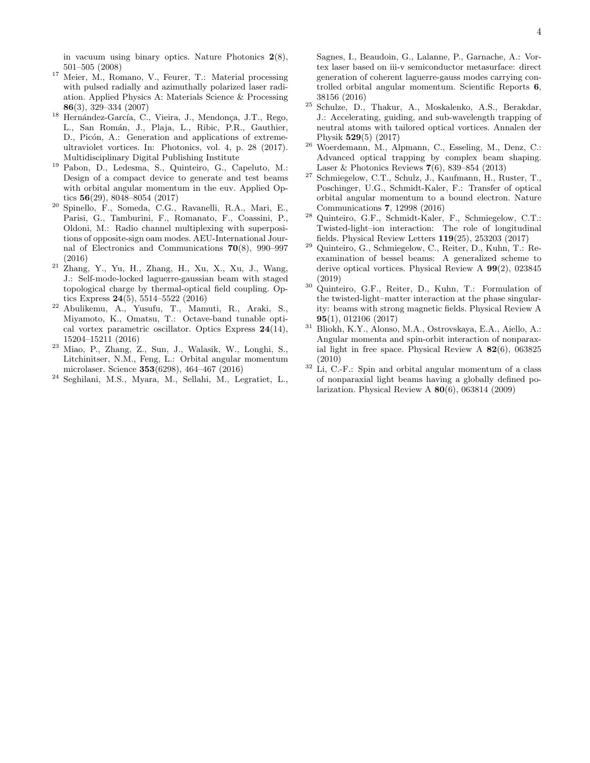in vacuum using binary optics. Nature Photonics **2**(8), 501–505 (2008)

[17] Meier, M., Romano, V., Feurer, T.: Material processing with pulsed radially and azimuthally polarized laser radiation. Applied Physics A: Materials Science & Processing **86**(3), 329–334 (2007)

[18] Hernández-García, C., Vieira, J., Mendonça, J.T., Rego, L., San Román, J., Plaja, L., Ribic, P.R., Gauthier, D., Picón, A.: Generation and applications of extreme-ultraviolet vortices. In: Photonics, vol. 4, p. 28 (2017). Multidisciplinary Digital Publishing Institute

[19] Pabon, D., Ledesma, S., Quinteiro, G., Capeluto, M.: Design of a compact device to generate and test beams with orbital angular momentum in the euv. Applied Optics **56**(29), 8048–8054 (2017)

[20] Spinello, F., Someda, C.G., Ravanelli, R.A., Mari, E., Parisi, G., Tamburini, F., Romanato, F., Coassini, P., Oldoni, M.: Radio channel multiplexing with superpositions of opposite-sign oam modes. AEU-International Journal of Electronics and Communications **70**(8), 990–997 (2016)

[21] Zhang, Y., Yu, H., Zhang, H., Xu, X., Xu, J., Wang, J.: Self-mode-locked laguerre-gaussian beam with staged topological charge by thermal-optical field coupling. Optics Express **24**(5), 5514–5522 (2016)

[22] Abulikemu, A., Yusufu, T., Mamuti, R., Araki, S., Miyamoto, K., Omatsu, T.: Octave-band tunable optical vortex parametric oscillator. Optics Express **24**(14), 15204–15211 (2016)

[23] Miao, P., Zhang, Z., Sun, J., Walasik, W., Longhi, S., Litchinitser, N.M., Feng, L.: Orbital angular momentum microlaser. Science **353**(6298), 464–467 (2016)

[24] Seghilani, M.S., Myara, M., Sellahi, M., Legratiet, L., Sagnes, I., Beaudoin, G., Lalanne, P., Garnache, A.: Vortex laser based on iii-v semiconductor metasurface: direct generation of coherent laguerre-gauss modes carrying controlled orbital angular momentum. Scientific Reports **6**, 38156 (2016)

[25] Schulze, D., Thakur, A., Moskalenko, A.S., Berakdar, J.: Accelerating, guiding, and sub-wavelength trapping of neutral atoms with tailored optical vortices. Annalen der Physik **529**(5) (2017)

[26] Woerdemann, M., Alpmann, C., Esseling, M., Denz, C.: Advanced optical trapping by complex beam shaping. Laser & Photonics Reviews **7**(6), 839–854 (2013)

[27] Schmiegelow, C.T., Schulz, J., Kaufmann, H., Ruster, T., Poschinger, U.G., Schmidt-Kaler, F.: Transfer of optical orbital angular momentum to a bound electron. Nature Communications **7**, 12998 (2016)

[28] Quinteiro, G.F., Schmidt-Kaler, F., Schmiegelow, C.T.: Twisted-light–ion interaction: The role of longitudinal fields. Physical Review Letters **119**(25), 253203 (2017)

[29] Quinteiro, G., Schmiegelow, C., Reiter, D., Kuhn, T.: Reexamination of bessel beams: A generalized scheme to derive optical vortices. Physical Review A **99**(2), 023845 (2019)

[30] Quinteiro, G.F., Reiter, D., Kuhn, T.: Formulation of the twisted-light–matter interaction at the phase singularity: beams with strong magnetic fields. Physical Review A **95**(1), 012106 (2017)

[31] Bliokh, K.Y., Alonso, M.A., Ostrovskaya, E.A., Aiello, A.: Angular momenta and spin-orbit interaction of nonparaxial light in free space. Physical Review A **82**(6), 063825 (2010)

[32] Li, C.-F.: Spin and orbital angular momentum of a class of nonparaxial light beams having a globally defined polarization. Physical Review A **80**(6), 063814 (2009)